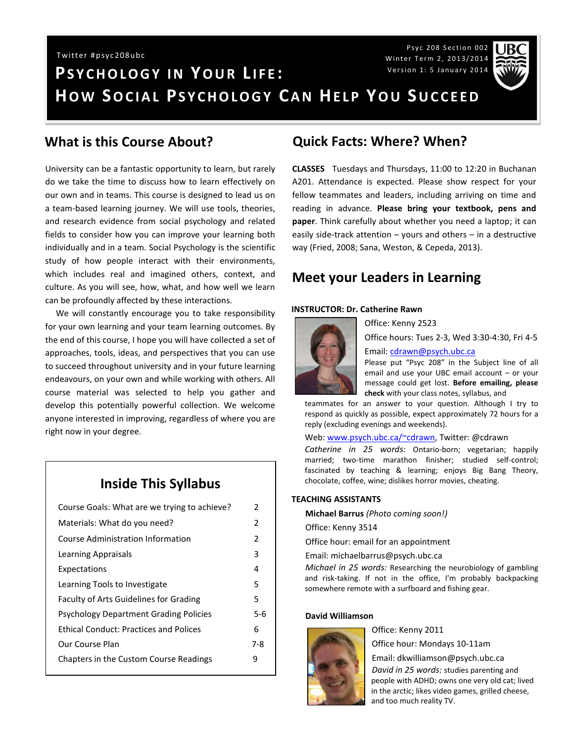Twitter #psyc208ubc

Psyc 208 Section 002
Winter Term 2, 2013/2014
Version 1: 5 January 2014

# Psychology in Your Life: How Social Psychology Can Help You Succeed

## What is this Course About?

University can be a fantastic opportunity to learn, but rarely do we take the time to discuss how to learn effectively on our own and in teams. This course is designed to lead us on a team-based learning journey. We will use tools, theories, and research evidence from social psychology and related fields to consider how you can improve your learning both individually and in a team. Social Psychology is the scientific study of how people interact with their environments, which includes real and imagined others, context, and culture. As you will see, how, what, and how well we learn can be profoundly affected by these interactions.

We will constantly encourage you to take responsibility for your own learning and your team learning outcomes. By the end of this course, I hope you will have collected a set of approaches, tools, ideas, and perspectives that you can use to succeed throughout university and in your future learning endeavours, on your own and while working with others. All course material was selected to help you gather and develop this potentially powerful collection. We welcome anyone interested in improving, regardless of where you are right now in your degree.

## Inside This Syllabus

| | |
|---|---|
| Course Goals: What are we trying to achieve? | 2 |
| Materials: What do you need? | 2 |
| Course Administration Information | 2 |
| Learning Appraisals | 3 |
| Expectations | 4 |
| Learning Tools to Investigate | 5 |
| Faculty of Arts Guidelines for Grading | 5 |
| Psychology Department Grading Policies | 5-6 |
| Ethical Conduct: Practices and Polices | 6 |
| Our Course Plan | 7-8 |
| Chapters in the Custom Course Readings | 9 |

## Quick Facts: Where? When?

**CLASSES** Tuesdays and Thursdays, 11:00 to 12:20 in Buchanan A201. Attendance is expected. Please show respect for your fellow teammates and leaders, including arriving on time and reading in advance. **Please bring your textbook, pens and paper**. Think carefully about whether you need a laptop; it can easily side-track attention – yours and others – in a destructive way (Fried, 2008; Sana, Weston, & Cepeda, 2013).

## Meet your Leaders in Learning

**INSTRUCTOR: Dr. Catherine Rawn**

Office: Kenny 2523

Office hours: Tues 2-3, Wed 3:30-4:30, Fri 4-5

Email: cdrawn@psych.ubc.ca

Please put "Psyc 208" in the Subject line of all email and use your UBC email account – or your message could get lost. **Before emailing, please check** with your class notes, syllabus, and teammates for an answer to your question. Although I try to respond as quickly as possible, expect approximately 72 hours for a reply (excluding evenings and weekends).

Web: www.psych.ubc.ca/~cdrawn, Twitter: @cdrawn

*Catherine in 25 words:* Ontario-born; vegetarian; happily married; two-time marathon finisher; studied self-control; fascinated by teaching & learning; enjoys Big Bang Theory, chocolate, coffee, wine; dislikes horror movies, cheating.

**TEACHING ASSISTANTS**

**Michael Barrus** *(Photo coming soon!)*

Office: Kenny 3514

Office hour: email for an appointment

Email: michaelbarrus@psych.ubc.ca

*Michael in 25 words:* Researching the neurobiology of gambling and risk-taking. If not in the office, I'm probably backpacking somewhere remote with a surfboard and fishing gear.

**David Williamson**

Office: Kenny 2011

Office hour: Mondays 10-11am

Email: dkwilliamson@psych.ubc.ca

*David in 25 words:* studies parenting and people with ADHD; owns one very old cat; lived in the arctic; likes video games, grilled cheese, and too much reality TV.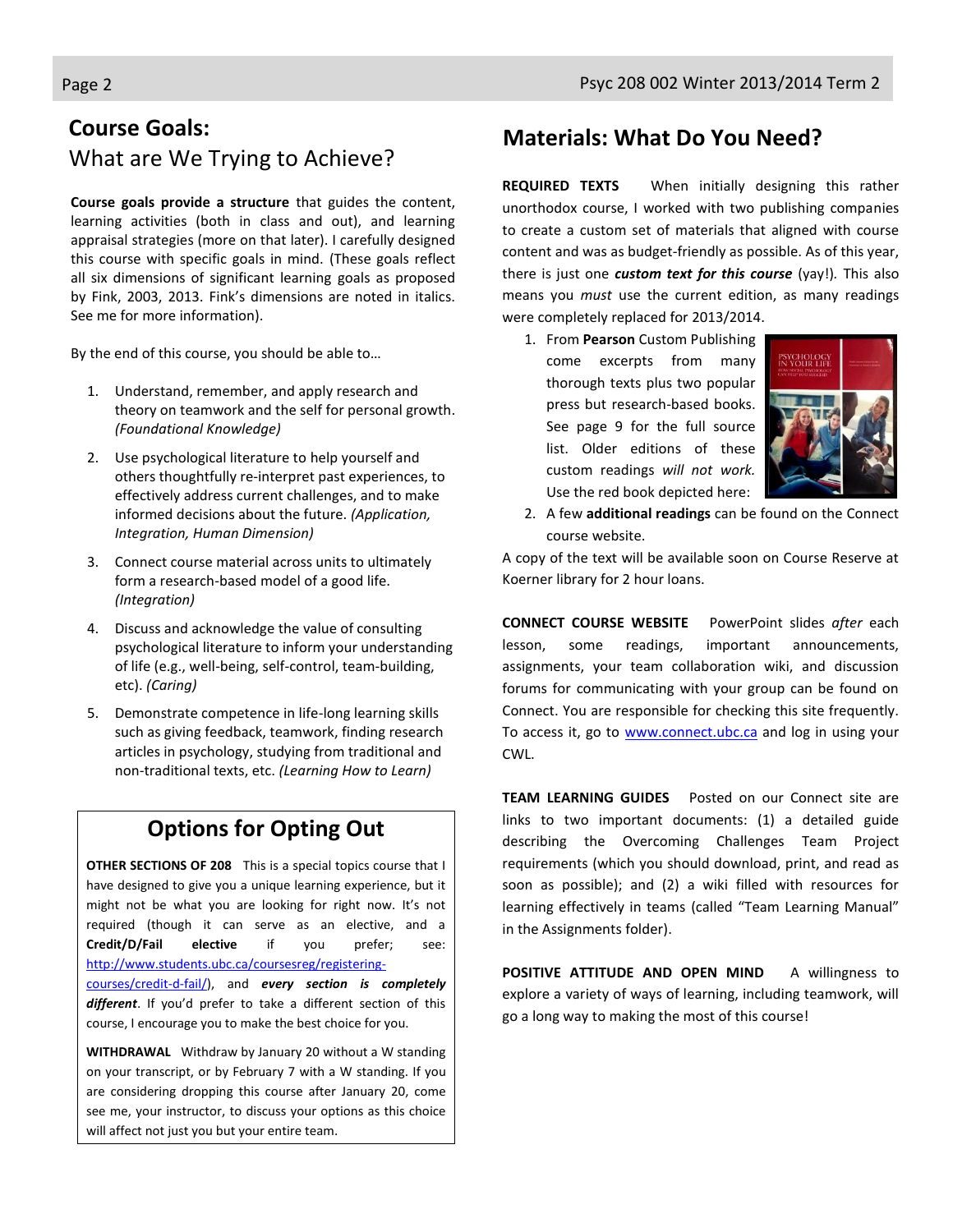## Course Goals:

### What are We Trying to Achieve?

**Course goals provide a structure** that guides the content, learning activities (both in class and out), and learning appraisal strategies (more on that later). I carefully designed this course with specific goals in mind. (These goals reflect all six dimensions of significant learning goals as proposed by Fink, 2003, 2013. Fink's dimensions are noted in italics. See me for more information).

By the end of this course, you should be able to…

1. Understand, remember, and apply research and theory on teamwork and the self for personal growth. *(Foundational Knowledge)*
2. Use psychological literature to help yourself and others thoughtfully re-interpret past experiences, to effectively address current challenges, and to make informed decisions about the future. *(Application, Integration, Human Dimension)*
3. Connect course material across units to ultimately form a research-based model of a good life. *(Integration)*
4. Discuss and acknowledge the value of consulting psychological literature to inform your understanding of life (e.g., well-being, self-control, team-building, etc). *(Caring)*
5. Demonstrate competence in life-long learning skills such as giving feedback, teamwork, finding research articles in psychology, studying from traditional and non-traditional texts, etc. *(Learning How to Learn)*

## Options for Opting Out

**OTHER SECTIONS OF 208** This is a special topics course that I have designed to give you a unique learning experience, but it might not be what you are looking for right now. It's not required (though it can serve as an elective, and a **Credit/D/Fail elective** if you prefer; see: http://www.students.ubc.ca/coursesreg/registering-courses/credit-d-fail/), and ***every section is completely different***. If you'd prefer to take a different section of this course, I encourage you to make the best choice for you.

**WITHDRAWAL** Withdraw by January 20 without a W standing on your transcript, or by February 7 with a W standing. If you are considering dropping this course after January 20, come see me, your instructor, to discuss your options as this choice will affect not just you but your entire team.

## Materials: What Do You Need?

**REQUIRED TEXTS** When initially designing this rather unorthodox course, I worked with two publishing companies to create a custom set of materials that aligned with course content and was as budget-friendly as possible. As of this year, there is just one ***custom text for this course*** (yay!). This also means you *must* use the current edition, as many readings were completely replaced for 2013/2014.

1. From **Pearson** Custom Publishing come excerpts from many thorough texts plus two popular press but research-based books. See page 9 for the full source list. Older editions of these custom readings *will not work.* Use the red book depicted here:
2. A few **additional readings** can be found on the Connect course website.

A copy of the text will be available soon on Course Reserve at Koerner library for 2 hour loans.

**CONNECT COURSE WEBSITE** PowerPoint slides *after* each lesson, some readings, important announcements, assignments, your team collaboration wiki, and discussion forums for communicating with your group can be found on Connect. You are responsible for checking this site frequently. To access it, go to www.connect.ubc.ca and log in using your CWL.

**TEAM LEARNING GUIDES** Posted on our Connect site are links to two important documents: (1) a detailed guide describing the Overcoming Challenges Team Project requirements (which you should download, print, and read as soon as possible); and (2) a wiki filled with resources for learning effectively in teams (called "Team Learning Manual" in the Assignments folder).

**POSITIVE ATTITUDE AND OPEN MIND** A willingness to explore a variety of ways of learning, including teamwork, will go a long way to making the most of this course!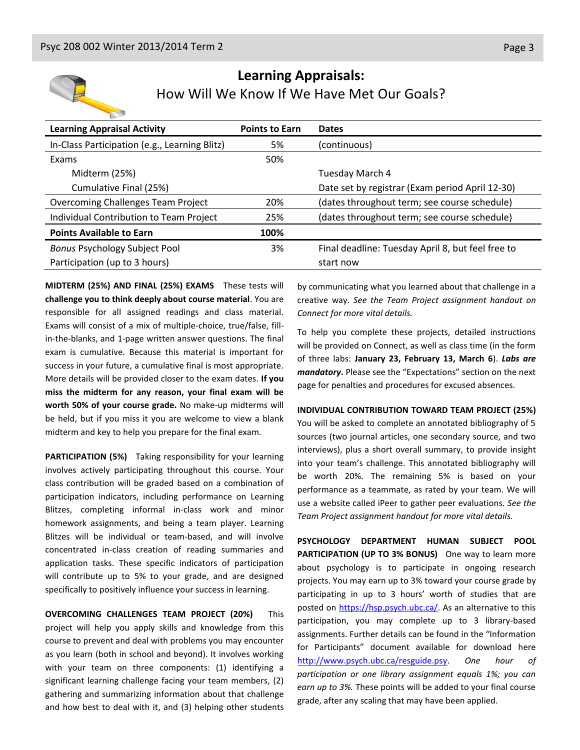# Learning Appraisals:

## How Will We Know If We Have Met Our Goals?

| Learning Appraisal Activity | Points to Earn | Dates |
|---|---|---|
| In-Class Participation (e.g., Learning Blitz) | 5% | (continuous) |
| Exams | 50% | |
| Midterm (25%) | | Tuesday March 4 |
| Cumulative Final (25%) | | Date set by registrar (Exam period April 12-30) |
| Overcoming Challenges Team Project | 20% | (dates throughout term; see course schedule) |
| Individual Contribution to Team Project | 25% | (dates throughout term; see course schedule) |
| **Points Available to Earn** | **100%** | |
| *Bonus* Psychology Subject Pool Participation (up to 3 hours) | 3% | Final deadline: Tuesday April 8, but feel free to start now |

**MIDTERM (25%) AND FINAL (25%) EXAMS** These tests will **challenge you to think deeply about course material**. You are responsible for all assigned readings and class material. Exams will consist of a mix of multiple-choice, true/false, fill-in-the-blanks, and 1-page written answer questions. The final exam is cumulative. Because this material is important for success in your future, a cumulative final is most appropriate. More details will be provided closer to the exam dates. **If you miss the midterm for any reason, your final exam will be worth 50% of your course grade.** No make-up midterms will be held, but if you miss it you are welcome to view a blank midterm and key to help you prepare for the final exam.

**PARTICIPATION (5%)** Taking responsibility for your learning involves actively participating throughout this course. Your class contribution will be graded based on a combination of participation indicators, including performance on Learning Blitzes, completing informal in-class work and minor homework assignments, and being a team player. Learning Blitzes will be individual or team-based, and will involve concentrated in-class creation of reading summaries and application tasks. These specific indicators of participation will contribute up to 5% to your grade, and are designed specifically to positively influence your success in learning.

**OVERCOMING CHALLENGES TEAM PROJECT (20%)** This project will help you apply skills and knowledge from this course to prevent and deal with problems you may encounter as you learn (both in school and beyond). It involves working with your team on three components: (1) identifying a significant learning challenge facing your team members, (2) gathering and summarizing information about that challenge and how best to deal with it, and (3) helping other students by communicating what you learned about that challenge in a creative way. *See the Team Project assignment handout on Connect for more vital details.*

To help you complete these projects, detailed instructions will be provided on Connect, as well as class time (in the form of three labs: **January 23, February 13, March 6**). ***Labs are mandatory***. Please see the "Expectations" section on the next page for penalties and procedures for excused absences.

**INDIVIDUAL CONTRIBUTION TOWARD TEAM PROJECT (25%)** You will be asked to complete an annotated bibliography of 5 sources (two journal articles, one secondary source, and two interviews), plus a short overall summary, to provide insight into your team's challenge. This annotated bibliography will be worth 20%. The remaining 5% is based on your performance as a teammate, as rated by your team. We will use a website called iPeer to gather peer evaluations. *See the Team Project assignment handout for more vital details.*

**PSYCHOLOGY DEPARTMENT HUMAN SUBJECT POOL PARTICIPATION (UP TO 3% BONUS)** One way to learn more about psychology is to participate in ongoing research projects. You may earn up to 3% toward your course grade by participating in up to 3 hours' worth of studies that are posted on https://hsp.psych.ubc.ca/. As an alternative to this participation, you may complete up to 3 library-based assignments. Further details can be found in the "Information for Participants" document available for download here http://www.psych.ubc.ca/resguide.psy. *One hour of participation or one library assignment equals 1%; you can earn up to 3%.* These points will be added to your final course grade, after any scaling that may have been applied.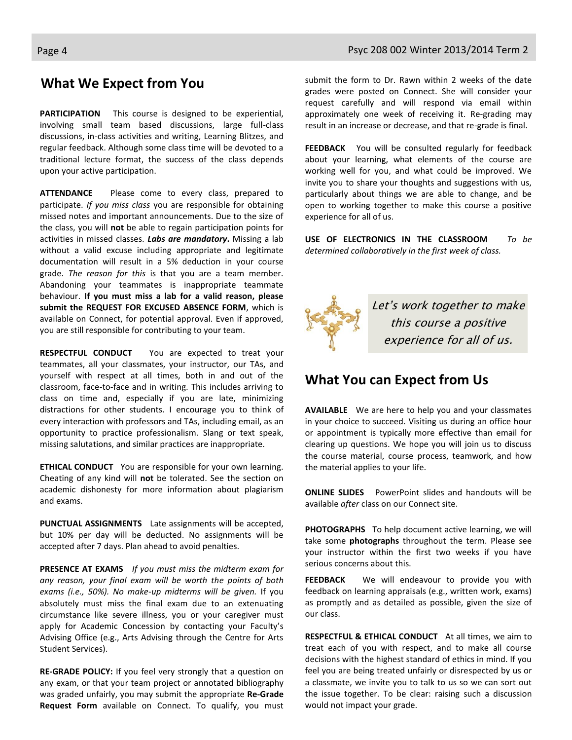## What We Expect from You

**PARTICIPATION** This course is designed to be experiential, involving small team based discussions, large full-class discussions, in-class activities and writing, Learning Blitzes, and regular feedback. Although some class time will be devoted to a traditional lecture format, the success of the class depends upon your active participation.

**ATTENDANCE** Please come to every class, prepared to participate. *If you miss class* you are responsible for obtaining missed notes and important announcements. Due to the size of the class, you will **not** be able to regain participation points for activities in missed classes. ***Labs are mandatory*****.** Missing a lab without a valid excuse including appropriate and legitimate documentation will result in a 5% deduction in your course grade. *The reason for this* is that you are a team member. Abandoning your teammates is inappropriate teammate behaviour. **If you must miss a lab for a valid reason, please submit the REQUEST FOR EXCUSED ABSENCE FORM**, which is available on Connect, for potential approval. Even if approved, you are still responsible for contributing to your team.

**RESPECTFUL CONDUCT** You are expected to treat your teammates, all your classmates, your instructor, our TAs, and yourself with respect at all times, both in and out of the classroom, face-to-face and in writing. This includes arriving to class on time and, especially if you are late, minimizing distractions for other students. I encourage you to think of every interaction with professors and TAs, including email, as an opportunity to practice professionalism. Slang or text speak, missing salutations, and similar practices are inappropriate.

**ETHICAL CONDUCT** You are responsible for your own learning. Cheating of any kind will **not** be tolerated. See the section on academic dishonesty for more information about plagiarism and exams.

**PUNCTUAL ASSIGNMENTS** Late assignments will be accepted, but 10% per day will be deducted. No assignments will be accepted after 7 days. Plan ahead to avoid penalties.

**PRESENCE AT EXAMS** *If you must miss the midterm exam for any reason, your final exam will be worth the points of both exams (i.e., 50%). No make-up midterms will be given.* If you absolutely must miss the final exam due to an extenuating circumstance like severe illness, you or your caregiver must apply for Academic Concession by contacting your Faculty's Advising Office (e.g., Arts Advising through the Centre for Arts Student Services).

**RE-GRADE POLICY:** If you feel very strongly that a question on any exam, or that your team project or annotated bibliography was graded unfairly, you may submit the appropriate **Re-Grade Request Form** available on Connect. To qualify, you must submit the form to Dr. Rawn within 2 weeks of the date grades were posted on Connect. She will consider your request carefully and will respond via email within approximately one week of receiving it. Re-grading may result in an increase or decrease, and that re-grade is final.

**FEEDBACK** You will be consulted regularly for feedback about your learning, what elements of the course are working well for you, and what could be improved. We invite you to share your thoughts and suggestions with us, particularly about things we are able to change, and be open to working together to make this course a positive experience for all of us.

**USE OF ELECTRONICS IN THE CLASSROOM** *To be determined collaboratively in the first week of class.*

*Let's work together to make this course a positive experience for all of us.*

## What You can Expect from Us

**AVAILABLE** We are here to help you and your classmates in your choice to succeed. Visiting us during an office hour or appointment is typically more effective than email for clearing up questions. We hope you will join us to discuss the course material, course process, teamwork, and how the material applies to your life.

**ONLINE SLIDES** PowerPoint slides and handouts will be available *after* class on our Connect site.

**PHOTOGRAPHS** To help document active learning, we will take some **photographs** throughout the term. Please see your instructor within the first two weeks if you have serious concerns about this.

**FEEDBACK** We will endeavour to provide you with feedback on learning appraisals (e.g., written work, exams) as promptly and as detailed as possible, given the size of our class.

**RESPECTFUL & ETHICAL CONDUCT** At all times, we aim to treat each of you with respect, and to make all course decisions with the highest standard of ethics in mind. If you feel you are being treated unfairly or disrespected by us or a classmate, we invite you to talk to us so we can sort out the issue together. To be clear: raising such a discussion would not impact your grade.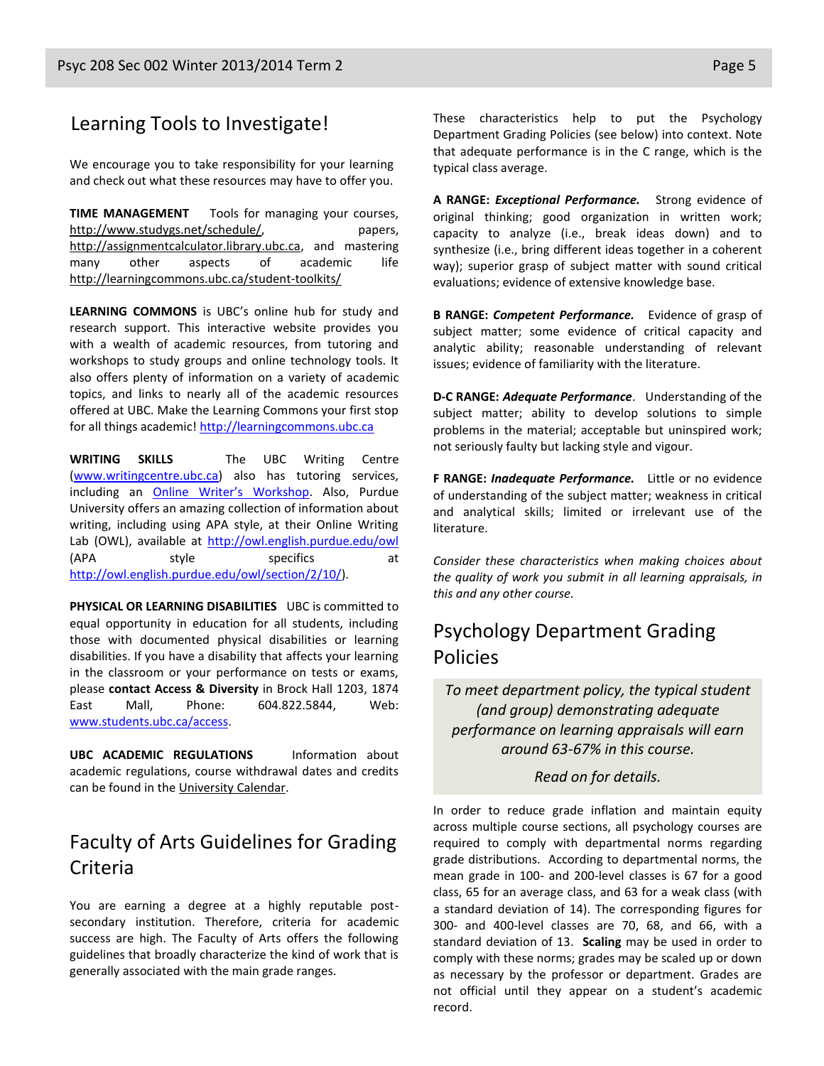## Learning Tools to Investigate!

We encourage you to take responsibility for your learning and check out what these resources may have to offer you.

**TIME MANAGEMENT** Tools for managing your courses, http://www.studygs.net/schedule/, papers, http://assignmentcalculator.library.ubc.ca, and mastering many other aspects of academic life http://learningcommons.ubc.ca/student-toolkits/

**LEARNING COMMONS** is UBC's online hub for study and research support. This interactive website provides you with a wealth of academic resources, from tutoring and workshops to study groups and online technology tools. It also offers plenty of information on a variety of academic topics, and links to nearly all of the academic resources offered at UBC. Make the Learning Commons your first stop for all things academic! http://learningcommons.ubc.ca

**WRITING SKILLS** The UBC Writing Centre (www.writingcentre.ubc.ca) also has tutoring services, including an Online Writer's Workshop. Also, Purdue University offers an amazing collection of information about writing, including using APA style, at their Online Writing Lab (OWL), available at http://owl.english.purdue.edu/owl (APA style specifics at http://owl.english.purdue.edu/owl/section/2/10/).

**PHYSICAL OR LEARNING DISABILITIES** UBC is committed to equal opportunity in education for all students, including those with documented physical disabilities or learning disabilities. If you have a disability that affects your learning in the classroom or your performance on tests or exams, please **contact Access & Diversity** in Brock Hall 1203, 1874 East Mall, Phone: 604.822.5844, Web: www.students.ubc.ca/access.

**UBC ACADEMIC REGULATIONS** Information about academic regulations, course withdrawal dates and credits can be found in the University Calendar.

## Faculty of Arts Guidelines for Grading Criteria

You are earning a degree at a highly reputable post-secondary institution. Therefore, criteria for academic success are high. The Faculty of Arts offers the following guidelines that broadly characterize the kind of work that is generally associated with the main grade ranges.

These characteristics help to put the Psychology Department Grading Policies (see below) into context. Note that adequate performance is in the C range, which is the typical class average.

**A RANGE:** ***Exceptional Performance.*** Strong evidence of original thinking; good organization in written work; capacity to analyze (i.e., break ideas down) and to synthesize (i.e., bring different ideas together in a coherent way); superior grasp of subject matter with sound critical evaluations; evidence of extensive knowledge base.

**B RANGE:** ***Competent Performance.*** Evidence of grasp of subject matter; some evidence of critical capacity and analytic ability; reasonable understanding of relevant issues; evidence of familiarity with the literature.

**D-C RANGE:** ***Adequate Performance***. Understanding of the subject matter; ability to develop solutions to simple problems in the material; acceptable but uninspired work; not seriously faulty but lacking style and vigour.

**F RANGE:** ***Inadequate Performance.*** Little or no evidence of understanding of the subject matter; weakness in critical and analytical skills; limited or irrelevant use of the literature.

*Consider these characteristics when making choices about the quality of work you submit in all learning appraisals, in this and any other course.*

## Psychology Department Grading Policies

> *To meet department policy, the typical student (and group) demonstrating adequate performance on learning appraisals will earn around 63-67% in this course.*
>
> *Read on for details.*

In order to reduce grade inflation and maintain equity across multiple course sections, all psychology courses are required to comply with departmental norms regarding grade distributions. According to departmental norms, the mean grade in 100- and 200-level classes is 67 for a good class, 65 for an average class, and 63 for a weak class (with a standard deviation of 14). The corresponding figures for 300- and 400-level classes are 70, 68, and 66, with a standard deviation of 13. **Scaling** may be used in order to comply with these norms; grades may be scaled up or down as necessary by the professor or department. Grades are not official until they appear on a student's academic record.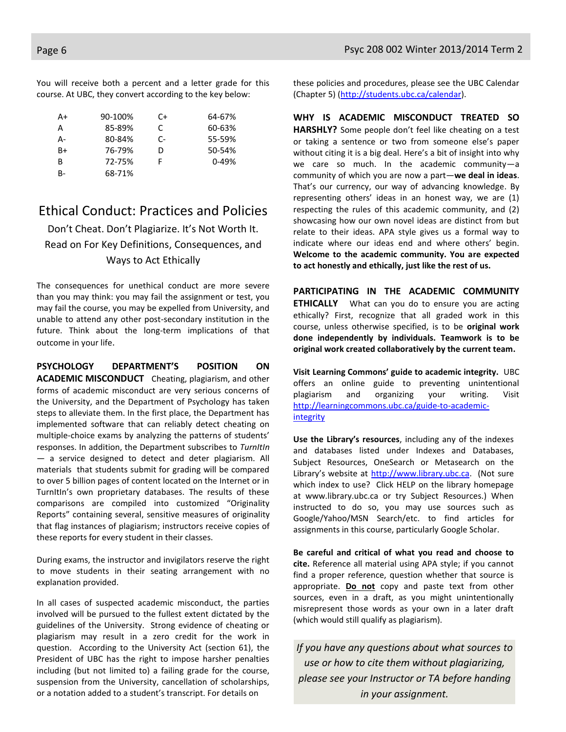You will receive both a percent and a letter grade for this course. At UBC, they convert according to the key below:

| | | | |
|---|---|---|---|
| A+ | 90-100% | C+ | 64-67% |
| A | 85-89% | C | 60-63% |
| A- | 80-84% | C- | 55-59% |
| B+ | 76-79% | D | 50-54% |
| B | 72-75% | F | 0-49% |
| B- | 68-71% | | |

# Ethical Conduct: Practices and Policies

Don't Cheat. Don't Plagiarize. It's Not Worth It.
Read on For Key Definitions, Consequences, and Ways to Act Ethically

The consequences for unethical conduct are more severe than you may think: you may fail the assignment or test, you may fail the course, you may be expelled from University, and unable to attend any other post-secondary institution in the future. Think about the long-term implications of that outcome in your life.

**PSYCHOLOGY DEPARTMENT'S POSITION ON ACADEMIC MISCONDUCT** Cheating, plagiarism, and other forms of academic misconduct are very serious concerns of the University, and the Department of Psychology has taken steps to alleviate them. In the first place, the Department has implemented software that can reliably detect cheating on multiple-choice exams by analyzing the patterns of students' responses. In addition, the Department subscribes to *TurnItIn* — a service designed to detect and deter plagiarism. All materials that students submit for grading will be compared to over 5 billion pages of content located on the Internet or in TurnItIn's own proprietary databases. The results of these comparisons are compiled into customized "Originality Reports" containing several, sensitive measures of originality that flag instances of plagiarism; instructors receive copies of these reports for every student in their classes.

During exams, the instructor and invigilators reserve the right to move students in their seating arrangement with no explanation provided.

In all cases of suspected academic misconduct, the parties involved will be pursued to the fullest extent dictated by the guidelines of the University. Strong evidence of cheating or plagiarism may result in a zero credit for the work in question. According to the University Act (section 61), the President of UBC has the right to impose harsher penalties including (but not limited to) a failing grade for the course, suspension from the University, cancellation of scholarships, or a notation added to a student's transcript. For details on these policies and procedures, please see the UBC Calendar (Chapter 5) (http://students.ubc.ca/calendar).

**WHY IS ACADEMIC MISCONDUCT TREATED SO HARSHLY?** Some people don't feel like cheating on a test or taking a sentence or two from someone else's paper without citing it is a big deal. Here's a bit of insight into why we care so much. In the academic community—a community of which you are now a part—**we deal in ideas**. That's our currency, our way of advancing knowledge. By representing others' ideas in an honest way, we are (1) respecting the rules of this academic community, and (2) showcasing how our own novel ideas are distinct from but relate to their ideas. APA style gives us a formal way to indicate where our ideas end and where others' begin. **Welcome to the academic community. You are expected to act honestly and ethically, just like the rest of us.**

**PARTICIPATING IN THE ACADEMIC COMMUNITY ETHICALLY** What can you do to ensure you are acting ethically? First, recognize that all graded work in this course, unless otherwise specified, is to be **original work done independently by individuals. Teamwork is to be original work created collaboratively by the current team.**

**Visit Learning Commons' guide to academic integrity.** UBC offers an online guide to preventing unintentional plagiarism and organizing your writing. Visit http://learningcommons.ubc.ca/guide-to-academic-integrity

**Use the Library's resources**, including any of the indexes and databases listed under Indexes and Databases, Subject Resources, OneSearch or Metasearch on the Library's website at http://www.library.ubc.ca. (Not sure which index to use? Click HELP on the library homepage at www.library.ubc.ca or try Subject Resources.) When instructed to do so, you may use sources such as Google/Yahoo/MSN Search/etc. to find articles for assignments in this course, particularly Google Scholar.

**Be careful and critical of what you read and choose to cite.** Reference all material using APA style; if you cannot find a proper reference, question whether that source is appropriate. **Do not** copy and paste text from other sources, even in a draft, as you might unintentionally misrepresent those words as your own in a later draft (which would still qualify as plagiarism).

*If you have any questions about what sources to use or how to cite them without plagiarizing, please see your Instructor or TA before handing in your assignment.*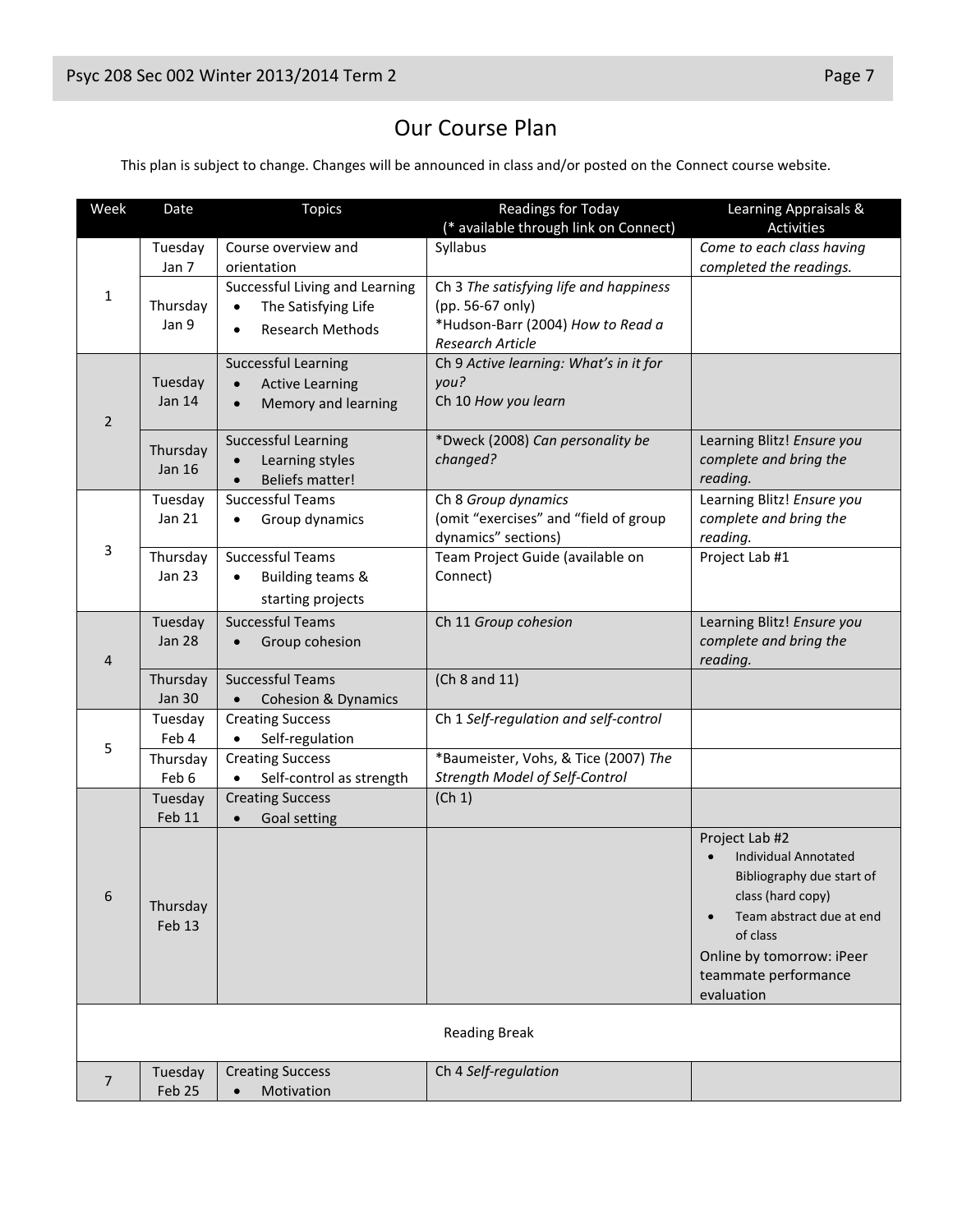# Our Course Plan

This plan is subject to change. Changes will be announced in class and/or posted on the Connect course website.

| Week | Date | Topics | Readings for Today (* available through link on Connect) | Learning Appraisals & Activities |
|---|---|---|---|---|
| 1 | Tuesday Jan 7 | Course overview and orientation | Syllabus | *Come to each class having completed the readings.* |
| | Thursday Jan 9 | Successful Living and Learning<br>• The Satisfying Life<br>• Research Methods | Ch 3 *The satisfying life and happiness* (pp. 56-67 only)<br>*Hudson-Barr (2004) *How to Read a Research Article* | |
| 2 | Tuesday Jan 14 | Successful Learning<br>• Active Learning<br>• Memory and learning | Ch 9 *Active learning: What's in it for you?*<br>Ch 10 *How you learn* | |
| | Thursday Jan 16 | Successful Learning<br>• Learning styles<br>• Beliefs matter! | *Dweck (2008) *Can personality be changed?* | Learning Blitz! *Ensure you complete and bring the reading.* |
| 3 | Tuesday Jan 21 | Successful Teams<br>• Group dynamics | Ch 8 *Group dynamics*<br>(omit "exercises" and "field of group dynamics" sections) | Learning Blitz! *Ensure you complete and bring the reading.* |
| | Thursday Jan 23 | Successful Teams<br>• Building teams & starting projects | Team Project Guide (available on Connect) | Project Lab #1 |
| 4 | Tuesday Jan 28 | Successful Teams<br>• Group cohesion | Ch 11 *Group cohesion* | Learning Blitz! *Ensure you complete and bring the reading.* |
| | Thursday Jan 30 | Successful Teams<br>• Cohesion & Dynamics | (Ch 8 and 11) | |
| 5 | Tuesday Feb 4 | Creating Success<br>• Self-regulation | Ch 1 *Self-regulation and self-control* | |
| | Thursday Feb 6 | Creating Success<br>• Self-control as strength | *Baumeister, Vohs, & Tice (2007) *The Strength Model of Self-Control* | |
| 6 | Tuesday Feb 11 | Creating Success<br>• Goal setting | (Ch 1) | |
| | Thursday Feb 13 | | | Project Lab #2<br>• Individual Annotated Bibliography due start of class (hard copy)<br>• Team abstract due at end of class<br>Online by tomorrow: iPeer teammate performance evaluation |
| | | | Reading Break | |
| 7 | Tuesday Feb 25 | Creating Success<br>• Motivation | Ch 4 *Self-regulation* | |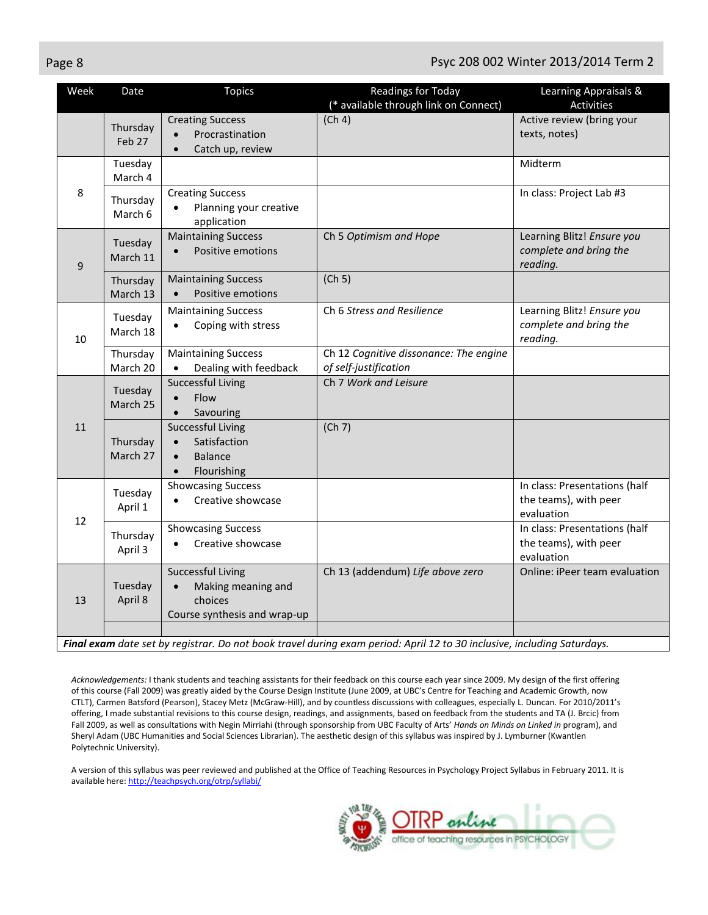| Week | Date | Topics | Readings for Today (* available through link on Connect) | Learning Appraisals & Activities |
|---|---|---|---|---|
| | Thursday Feb 27 | Creating Success<br>• Procrastination<br>• Catch up, review | (Ch 4) | Active review (bring your texts, notes) |
| 8 | Tuesday March 4 | | | Midterm |
| | Thursday March 6 | Creating Success<br>• Planning your creative application | | In class: Project Lab #3 |
| 9 | Tuesday March 11 | Maintaining Success<br>• Positive emotions | Ch 5 *Optimism and Hope* | Learning Blitz! *Ensure you complete and bring the reading.* |
| | Thursday March 13 | Maintaining Success<br>• Positive emotions | (Ch 5) | |
| 10 | Tuesday March 18 | Maintaining Success<br>• Coping with stress | Ch 6 *Stress and Resilience* | Learning Blitz! *Ensure you complete and bring the reading.* |
| | Thursday March 20 | Maintaining Success<br>• Dealing with feedback | Ch 12 *Cognitive dissonance: The engine of self-justification* | |
| 11 | Tuesday March 25 | Successful Living<br>• Flow<br>• Savouring | Ch 7 *Work and Leisure* | |
| | Thursday March 27 | Successful Living<br>• Satisfaction<br>• Balance<br>• Flourishing | (Ch 7) | |
| 12 | Tuesday April 1 | Showcasing Success<br>• Creative showcase | | In class: Presentations (half the teams), with peer evaluation |
| | Thursday April 3 | Showcasing Success<br>• Creative showcase | | In class: Presentations (half the teams), with peer evaluation |
| 13 | Tuesday April 8 | Successful Living<br>• Making meaning and choices<br>Course synthesis and wrap-up | Ch 13 (addendum) *Life above zero* | Online: iPeer team evaluation |
| | | | | |

***Final exam** date set by registrar. Do not book travel during exam period: April 12 to 30 inclusive, including Saturdays.*

*Acknowledgements:* I thank students and teaching assistants for their feedback on this course each year since 2009. My design of the first offering of this course (Fall 2009) was greatly aided by the Course Design Institute (June 2009, at UBC's Centre for Teaching and Academic Growth, now CTLT), Carmen Batsford (Pearson), Stacey Metz (McGraw-Hill), and by countless discussions with colleagues, especially L. Duncan. For 2010/2011's offering, I made substantial revisions to this course design, readings, and assignments, based on feedback from the students and TA (J. Brcic) from Fall 2009, as well as consultations with Negin Mirriahi (through sponsorship from UBC Faculty of Arts' *Hands on Minds on Linked in* program), and Sheryl Adam (UBC Humanities and Social Sciences Librarian). The aesthetic design of this syllabus was inspired by J. Lymburner (Kwantlen Polytechnic University).

A version of this syllabus was peer reviewed and published at the Office of Teaching Resources in Psychology Project Syllabus in February 2011. It is available here: http://teachpsych.org/otrp/syllabi/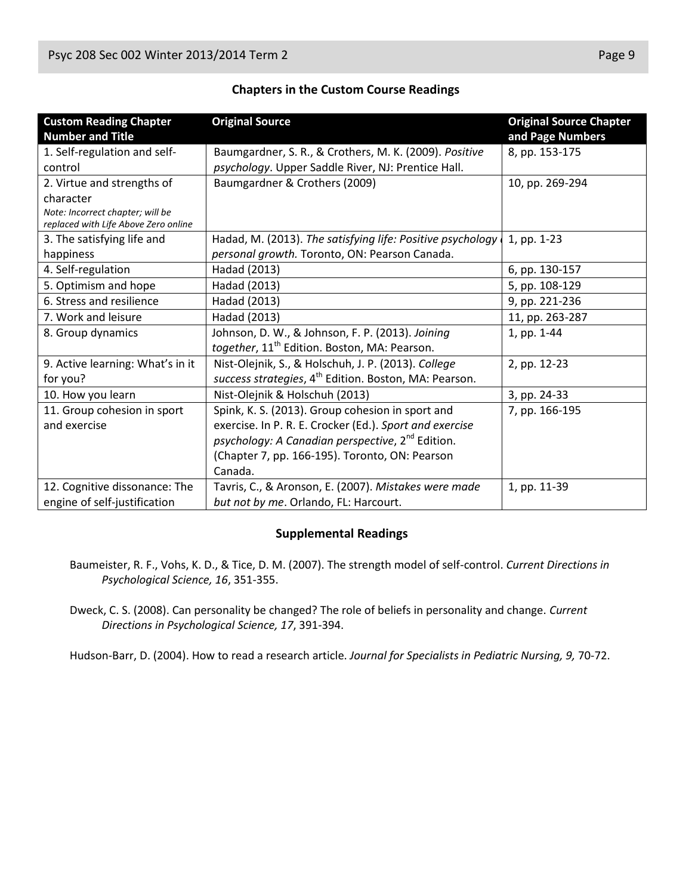## Chapters in the Custom Course Readings

| Custom Reading Chapter Number and Title | Original Source | Original Source Chapter and Page Numbers |
| --- | --- | --- |
| 1. Self-regulation and self-control | Baumgardner, S. R., & Crothers, M. K. (2009). *Positive psychology*. Upper Saddle River, NJ: Prentice Hall. | 8, pp. 153-175 |
| 2. Virtue and strengths of character *Note: Incorrect chapter; will be replaced with Life Above Zero online* | Baumgardner & Crothers (2009) | 10, pp. 269-294 |
| 3. The satisfying life and happiness | Hadad, M. (2013). *The satisfying life: Positive psychology personal growth.* Toronto, ON: Pearson Canada. | 1, pp. 1-23 |
| 4. Self-regulation | Hadad (2013) | 6, pp. 130-157 |
| 5. Optimism and hope | Hadad (2013) | 5, pp. 108-129 |
| 6. Stress and resilience | Hadad (2013) | 9, pp. 221-236 |
| 7. Work and leisure | Hadad (2013) | 11, pp. 263-287 |
| 8. Group dynamics | Johnson, D. W., & Johnson, F. P. (2013). *Joining together*, 11th Edition. Boston, MA: Pearson. | 1, pp. 1-44 |
| 9. Active learning: What's in it for you? | Nist-Olejnik, S., & Holschuh, J. P. (2013). *College success strategies*, 4th Edition. Boston, MA: Pearson. | 2, pp. 12-23 |
| 10. How you learn | Nist-Olejnik & Holschuh (2013) | 3, pp. 24-33 |
| 11. Group cohesion in sport and exercise | Spink, K. S. (2013). Group cohesion in sport and exercise. In P. R. E. Crocker (Ed.). *Sport and exercise psychology: A Canadian perspective*, 2nd Edition. (Chapter 7, pp. 166-195). Toronto, ON: Pearson Canada. | 7, pp. 166-195 |
| 12. Cognitive dissonance: The engine of self-justification | Tavris, C., & Aronson, E. (2007). *Mistakes were made but not by me*. Orlando, FL: Harcourt. | 1, pp. 11-39 |

## Supplemental Readings

Baumeister, R. F., Vohs, K. D., & Tice, D. M. (2007). The strength model of self-control. *Current Directions in Psychological Science, 16*, 351-355.

Dweck, C. S. (2008). Can personality be changed? The role of beliefs in personality and change. *Current Directions in Psychological Science, 17*, 391-394.

Hudson-Barr, D. (2004). How to read a research article. *Journal for Specialists in Pediatric Nursing, 9,* 70-72.